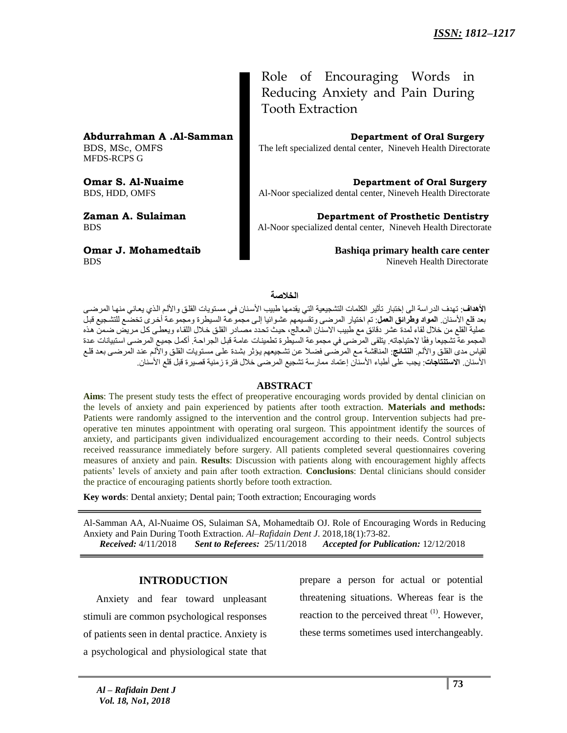*ISSN: 1812–1217*

# Role of Encouraging Words in Reducing Anxiety and Pain During Tooth Extraction

**Abdurrahman A .Al-Samman**
BDS, MSc, OMFS
MFDS-RCPS G
**Department of Oral Surgery**
The left specialized dental center, Nineveh Health Directorate

**Omar S. Al-Nuaime**
BDS, HDD, OMFS
**Department of Oral Surgery**
Al-Noor specialized dental center, Nineveh Health Directorate

**Zaman A. Sulaiman**
BDS
**Department of Prosthetic Dentistry**
Al-Noor specialized dental center, Nineveh Health Directorate

**Omar J. Mohamedtaib**
BDS
**Bashiqa primary health care center**
Nineveh Health Directorate

## الخلاصة

**الأهداف**: تهدف الدراسة الى إختبار تأثير الكلمات التشجيعية التي يقدمها طبيب الأسنان في مستويات القلق والألم الذي يعاني منها المرضى بعد قلع الأسنان. **المواد وطرائق العمل**: تم اختيار المرضى وتقسيمهم عشوائيا إلى مجموعة السيطرة ومجموعة أخرى تخضع للتشجيع قبل عملية القلع من خلال لقاء لمدة عشر دقائق مع طبيب الاسنان المعالج، حيث تحدد مصادر القلق خلال اللقاء ويعطى كل مريض ضمن هذه المجموعة تشجيعا وفقًا لاحتياجاته. يتلقى المرضى في مجموعة السيطرة تطمينات عامة قبل الجراحة. أكمل جميع المرضى استبيانات عدة لقياس مدى القلق والألم. **النتائج**: المناقشة مع المرضى فضلا عن تشجيعهم يؤثر بشدة على مستويات القلق والألم عند المرضى بعد قلع الأسنان. **الاستنتاجات**: يجب على أطباء الأسنان إعتماد ممارسة تشجيع المرضى خلال فترة زمنية قصيرة قبل قلع الأسنان.

## ABSTRACT

**Aims**: The present study tests the effect of preoperative encouraging words provided by dental clinician on the levels of anxiety and pain experienced by patients after tooth extraction. **Materials and methods:** Patients were randomly assigned to the intervention and the control group. Intervention subjects had pre-operative ten minutes appointment with operating oral surgeon. This appointment identify the sources of anxiety, and participants given individualized encouragement according to their needs. Control subjects received reassurance immediately before surgery. All patients completed several questionnaires covering measures of anxiety and pain. **Results**: Discussion with patients along with encouragement highly affects patients' levels of anxiety and pain after tooth extraction. **Conclusions**: Dental clinicians should consider the practice of encouraging patients shortly before tooth extraction.

**Key words**: Dental anxiety; Dental pain; Tooth extraction; Encouraging words

Al-Samman AA, Al-Nuaime OS, Sulaiman SA, Mohamedtaib OJ. Role of Encouraging Words in Reducing Anxiety and Pain During Tooth Extraction. *Al–Rafidain Dent J*. 2018,18(1):73-82.
***Received:*** 4/11/2018 ***Sent to Referees:*** 25/11/2018 ***Accepted for Publication:*** 12/12/2018

## INTRODUCTION

Anxiety and fear toward unpleasant stimuli are common psychological responses of patients seen in dental practice. Anxiety is a psychological and physiological state that prepare a person for actual or potential threatening situations. Whereas fear is the reaction to the perceived threat [1]. However, these terms sometimes used interchangeably.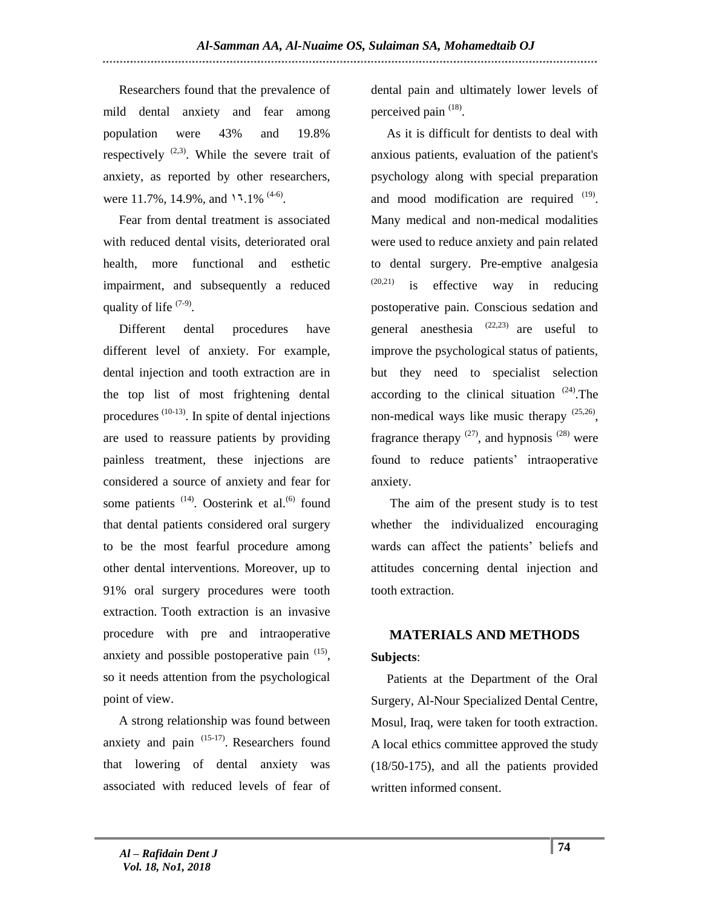Researchers found that the prevalence of mild dental anxiety and fear among population were 43% and 19.8% respectively [2,3]. While the severe trait of anxiety, as reported by other researchers, were 11.7%, 14.9%, and ١٦.1% [4-6].

Fear from dental treatment is associated with reduced dental visits, deteriorated oral health, more functional and esthetic impairment, and subsequently a reduced quality of life [7-9].

Different dental procedures have different level of anxiety. For example, dental injection and tooth extraction are in the top list of most frightening dental procedures [10-13]. In spite of dental injections are used to reassure patients by providing painless treatment, these injections are considered a source of anxiety and fear for some patients [14]. Oosterink et al.[6] found that dental patients considered oral surgery to be the most fearful procedure among other dental interventions. Moreover, up to 91% oral surgery procedures were tooth extraction. Tooth extraction is an invasive procedure with pre and intraoperative anxiety and possible postoperative pain [15], so it needs attention from the psychological point of view.

A strong relationship was found between anxiety and pain [15-17]. Researchers found that lowering of dental anxiety was associated with reduced levels of fear of dental pain and ultimately lower levels of perceived pain [18].

As it is difficult for dentists to deal with anxious patients, evaluation of the patient's psychology along with special preparation and mood modification are required [19]. Many medical and non-medical modalities were used to reduce anxiety and pain related to dental surgery. Pre-emptive analgesia [20,21] is effective way in reducing postoperative pain. Conscious sedation and general anesthesia [22,23] are useful to improve the psychological status of patients, but they need to specialist selection according to the clinical situation [24].The non-medical ways like music therapy [25,26], fragrance therapy [27], and hypnosis [28] were found to reduce patients' intraoperative anxiety.

The aim of the present study is to test whether the individualized encouraging wards can affect the patients' beliefs and attitudes concerning dental injection and tooth extraction.

## MATERIALS AND METHODS

**Subjects**:

Patients at the Department of the Oral Surgery, Al-Nour Specialized Dental Centre, Mosul, Iraq, were taken for tooth extraction. A local ethics committee approved the study (18/50-175), and all the patients provided written informed consent.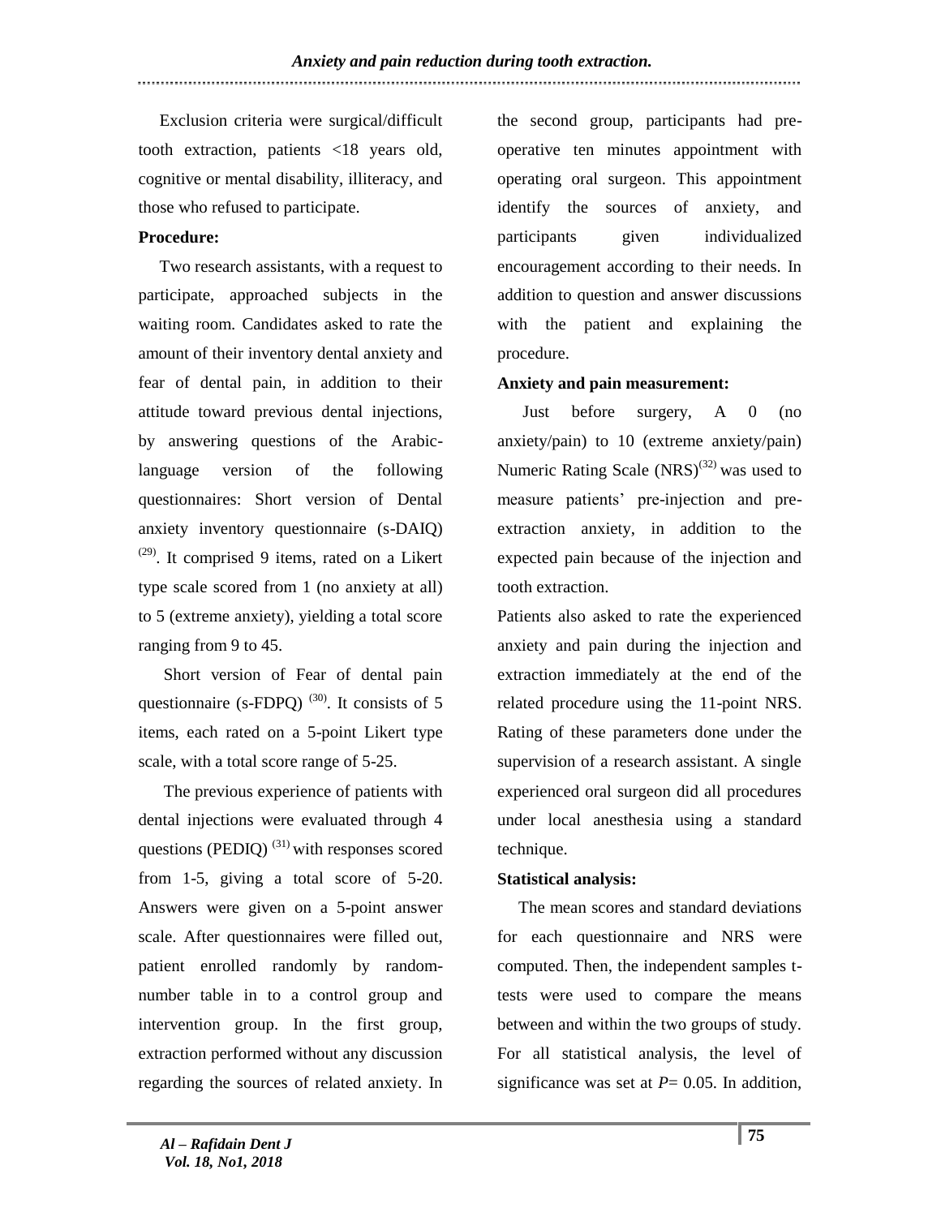Exclusion criteria were surgical/difficult tooth extraction, patients <18 years old, cognitive or mental disability, illiteracy, and those who refused to participate.

**Procedure:**

Two research assistants, with a request to participate, approached subjects in the waiting room. Candidates asked to rate the amount of their inventory dental anxiety and fear of dental pain, in addition to their attitude toward previous dental injections, by answering questions of the Arabic-language version of the following questionnaires: Short version of Dental anxiety inventory questionnaire (s-DAIQ) [(29)]. It comprised 9 items, rated on a Likert type scale scored from 1 (no anxiety at all) to 5 (extreme anxiety), yielding a total score ranging from 9 to 45.

Short version of Fear of dental pain questionnaire (s-FDPQ) [(30)]. It consists of 5 items, each rated on a 5-point Likert type scale, with a total score range of 5-25.

The previous experience of patients with dental injections were evaluated through 4 questions (PEDIQ) [(31)] with responses scored from 1-5, giving a total score of 5-20. Answers were given on a 5-point answer scale. After questionnaires were filled out, patient enrolled randomly by random-number table in to a control group and intervention group. In the first group, extraction performed without any discussion regarding the sources of related anxiety. In the second group, participants had pre-operative ten minutes appointment with operating oral surgeon. This appointment identify the sources of anxiety, and participants given individualized encouragement according to their needs. In addition to question and answer discussions with the patient and explaining the procedure.

**Anxiety and pain measurement:**

Just before surgery, A 0 (no anxiety/pain) to 10 (extreme anxiety/pain) Numeric Rating Scale (NRS)[(32)] was used to measure patients' pre-injection and pre-extraction anxiety, in addition to the expected pain because of the injection and tooth extraction.

Patients also asked to rate the experienced anxiety and pain during the injection and extraction immediately at the end of the related procedure using the 11-point NRS. Rating of these parameters done under the supervision of a research assistant. A single experienced oral surgeon did all procedures under local anesthesia using a standard technique.

**Statistical analysis:**

The mean scores and standard deviations for each questionnaire and NRS were computed. Then, the independent samples t-tests were used to compare the means between and within the two groups of study. For all statistical analysis, the level of significance was set at $P$= 0.05. In addition,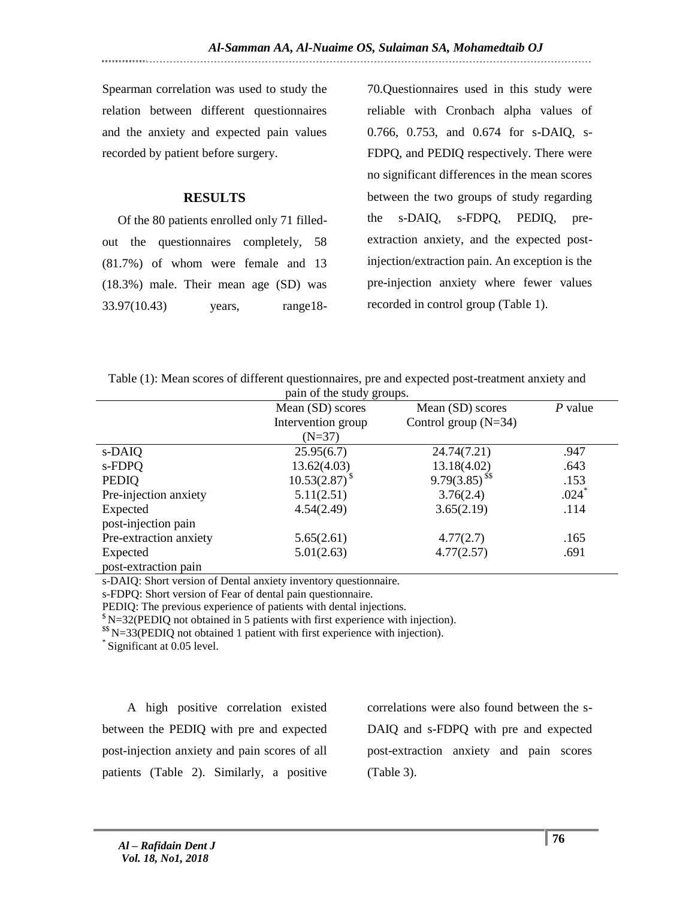Spearman correlation was used to study the relation between different questionnaires and the anxiety and expected pain values recorded by patient before surgery.

## RESULTS

Of the 80 patients enrolled only 71 filled-out the questionnaires completely, 58 (81.7%) of whom were female and 13 (18.3%) male. Their mean age (SD) was 33.97(10.43) years, range18-70.Questionnaires used in this study were reliable with Cronbach alpha values of 0.766, 0.753, and 0.674 for s-DAIQ, s-FDPQ, and PEDIQ respectively. There were no significant differences in the mean scores between the two groups of study regarding the s-DAIQ, s-FDPQ, PEDIQ, pre-extraction anxiety, and the expected post-injection/extraction pain. An exception is the pre-injection anxiety where fewer values recorded in control group (Table 1).

Table (1): Mean scores of different questionnaires, pre and expected post-treatment anxiety and pain of the study groups.

| | Mean (SD) scores Intervention group (N=37) | Mean (SD) scores Control group (N=34) | *P* value |
|---|---|---|---|
| s-DAIQ | 25.95(6.7) | 24.74(7.21) | .947 |
| s-FDPQ | 13.62(4.03) | 13.18(4.02) | .643 |
| PEDIQ | 10.53(2.87) $ | 9.79(3.85) $$ | .153 |
| Pre-injection anxiety | 5.11(2.51) | 3.76(2.4) | .024* |
| Expected post-injection pain | 4.54(2.49) | 3.65(2.19) | .114 |
| Pre-extraction anxiety | 5.65(2.61) | 4.77(2.7) | .165 |
| Expected post-extraction pain | 5.01(2.63) | 4.77(2.57) | .691 |

s-DAIQ: Short version of Dental anxiety inventory questionnaire.
s-FDPQ: Short version of Fear of dental pain questionnaire.
PEDIQ: The previous experience of patients with dental injections.
$ N=32(PEDIQ not obtained in 5 patients with first experience with injection).
$$ N=33(PEDIQ not obtained 1 patient with first experience with injection).
* Significant at 0.05 level.

A high positive correlation existed between the PEDIQ with pre and expected post-injection anxiety and pain scores of all patients (Table 2). Similarly, a positive correlations were also found between the s-DAIQ and s-FDPQ with pre and expected post-extraction anxiety and pain scores (Table 3).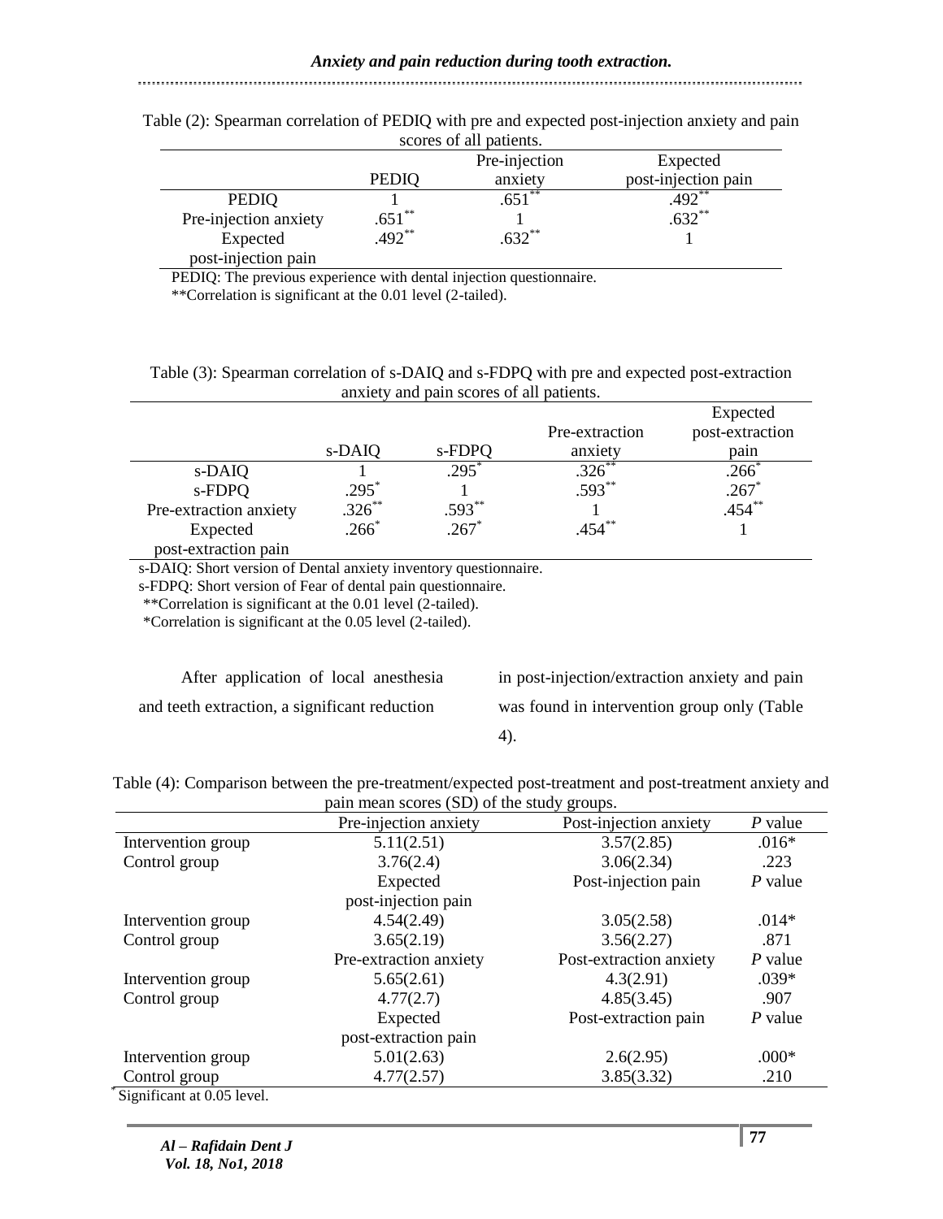Table (2): Spearman correlation of PEDIQ with pre and expected post-injection anxiety and pain scores of all patients.

| | PEDIQ | Pre-injection anxiety | Expected post-injection pain |
|---|---|---|---|
| PEDIQ | 1 | .651** | .492** |
| Pre-injection anxiety | .651** | 1 | .632** |
| Expected post-injection pain | .492** | .632** | 1 |

PEDIQ: The previous experience with dental injection questionnaire.
**Correlation is significant at the 0.01 level (2-tailed).

Table (3): Spearman correlation of s-DAIQ and s-FDPQ with pre and expected post-extraction anxiety and pain scores of all patients.

| | s-DAIQ | s-FDPQ | Pre-extraction anxiety | Expected post-extraction pain |
|---|---|---|---|---|
| s-DAIQ | 1 | .295* | .326** | .266* |
| s-FDPQ | .295* | 1 | .593** | .267* |
| Pre-extraction anxiety | .326** | .593** | 1 | .454** |
| Expected post-extraction pain | .266* | .267* | .454** | 1 |

s-DAIQ: Short version of Dental anxiety inventory questionnaire.
s-FDPQ: Short version of Fear of dental pain questionnaire.
**Correlation is significant at the 0.01 level (2-tailed).
*Correlation is significant at the 0.05 level (2-tailed).

After application of local anesthesia and teeth extraction, a significant reduction in post-injection/extraction anxiety and pain was found in intervention group only (Table 4).

Table (4): Comparison between the pre-treatment/expected post-treatment and post-treatment anxiety and pain mean scores (SD) of the study groups.

| | Pre-injection anxiety | Post-injection anxiety | *P* value |
|---|---|---|---|
| Intervention group | 5.11(2.51) | 3.57(2.85) | .016* |
| Control group | 3.76(2.4) | 3.06(2.34) | .223 |
| | Expected post-injection pain | Post-injection pain | *P* value |
| Intervention group | 4.54(2.49) | 3.05(2.58) | .014* |
| Control group | 3.65(2.19) | 3.56(2.27) | .871 |
| | Pre-extraction anxiety | Post-extraction anxiety | *P* value |
| Intervention group | 5.65(2.61) | 4.3(2.91) | .039* |
| Control group | 4.77(2.7) | 4.85(3.45) | .907 |
| | Expected post-extraction pain | Post-extraction pain | *P* value |
| Intervention group | 5.01(2.63) | 2.6(2.95) | .000* |
| Control group | 4.77(2.57) | 3.85(3.32) | .210 |

*Significant at 0.05 level.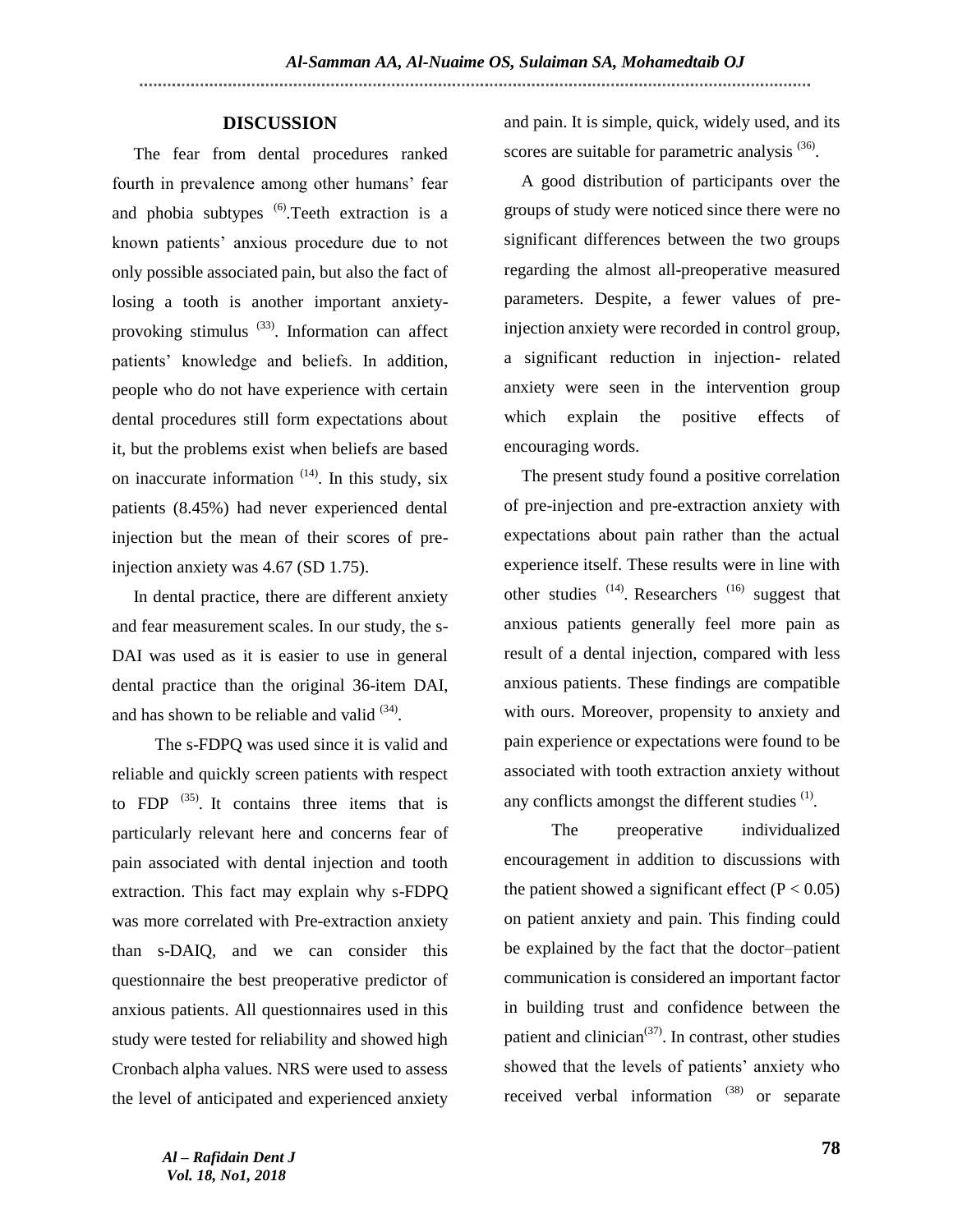## DISCUSSION

The fear from dental procedures ranked fourth in prevalence among other humans' fear and phobia subtypes [6].Teeth extraction is a known patients' anxious procedure due to not only possible associated pain, but also the fact of losing a tooth is another important anxiety-provoking stimulus [33]. Information can affect patients' knowledge and beliefs. In addition, people who do not have experience with certain dental procedures still form expectations about it, but the problems exist when beliefs are based on inaccurate information [14]. In this study, six patients (8.45%) had never experienced dental injection but the mean of their scores of pre-injection anxiety was 4.67 (SD 1.75).

In dental practice, there are different anxiety and fear measurement scales. In our study, the s-DAI was used as it is easier to use in general dental practice than the original 36-item DAI, and has shown to be reliable and valid [34].

The s-FDPQ was used since it is valid and reliable and quickly screen patients with respect to FDP [35]. It contains three items that is particularly relevant here and concerns fear of pain associated with dental injection and tooth extraction. This fact may explain why s-FDPQ was more correlated with Pre-extraction anxiety than s-DAIQ, and we can consider this questionnaire the best preoperative predictor of anxious patients. All questionnaires used in this study were tested for reliability and showed high Cronbach alpha values. NRS were used to assess the level of anticipated and experienced anxiety and pain. It is simple, quick, widely used, and its scores are suitable for parametric analysis [36].

A good distribution of participants over the groups of study were noticed since there were no significant differences between the two groups regarding the almost all-preoperative measured parameters. Despite, a fewer values of pre-injection anxiety were recorded in control group, a significant reduction in injection- related anxiety were seen in the intervention group which explain the positive effects of encouraging words.

The present study found a positive correlation of pre-injection and pre-extraction anxiety with expectations about pain rather than the actual experience itself. These results were in line with other studies [14]. Researchers [16] suggest that anxious patients generally feel more pain as result of a dental injection, compared with less anxious patients. These findings are compatible with ours. Moreover, propensity to anxiety and pain experience or expectations were found to be associated with tooth extraction anxiety without any conflicts amongst the different studies [1].

The preoperative individualized encouragement in addition to discussions with the patient showed a significant effect ($P < 0.05$) on patient anxiety and pain. This finding could be explained by the fact that the doctor–patient communication is considered an important factor in building trust and confidence between the patient and clinician[37]. In contrast, other studies showed that the levels of patients' anxiety who received verbal information [38] or separate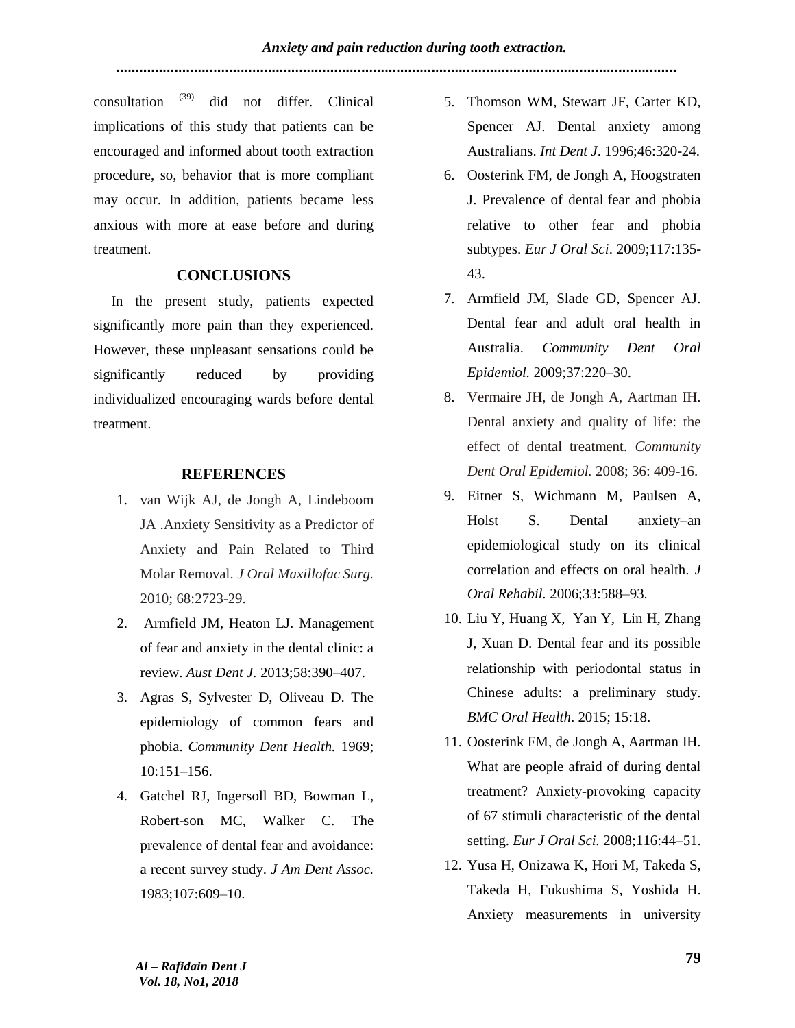consultation [39] did not differ. Clinical implications of this study that patients can be encouraged and informed about tooth extraction procedure, so, behavior that is more compliant may occur. In addition, patients became less anxious with more at ease before and during treatment.

## CONCLUSIONS

In the present study, patients expected significantly more pain than they experienced. However, these unpleasant sensations could be significantly reduced by providing individualized encouraging wards before dental treatment.

## REFERENCES

1. van Wijk AJ, de Jongh A, Lindeboom JA .Anxiety Sensitivity as a Predictor of Anxiety and Pain Related to Third Molar Removal. *J Oral Maxillofac Surg.* 2010; 68:2723-29.
2. Armfield JM, Heaton LJ. Management of fear and anxiety in the dental clinic: a review. *Aust Dent J*. 2013;58:390–407.
3. Agras S, Sylvester D, Oliveau D. The epidemiology of common fears and phobia. *Community Dent Health.* 1969; 10:151–156.
4. Gatchel RJ, Ingersoll BD, Bowman L, Robert-son MC, Walker C. The prevalence of dental fear and avoidance: a recent survey study. *J Am Dent Assoc.* 1983;107:609–10.
5. Thomson WM, Stewart JF, Carter KD, Spencer AJ. Dental anxiety among Australians. *Int Dent J*. 1996;46:320-24.
6. Oosterink FM, de Jongh A, Hoogstraten J. Prevalence of dental fear and phobia relative to other fear and phobia subtypes. *Eur J Oral Sci*. 2009;117:135-43.
7. Armfield JM, Slade GD, Spencer AJ. Dental fear and adult oral health in Australia. *Community Dent Oral Epidemiol.* 2009;37:220–30.
8. Vermaire JH, de Jongh A, Aartman IH. Dental anxiety and quality of life: the effect of dental treatment. *Community Dent Oral Epidemiol.* 2008; 36: 409-16.
9. Eitner S, Wichmann M, Paulsen A, Holst S. Dental anxiety–an epidemiological study on its clinical correlation and effects on oral health. *J Oral Rehabil.* 2006;33:588–93.
10. Liu Y, Huang X, Yan Y, Lin H, Zhang J, Xuan D. Dental fear and its possible relationship with periodontal status in Chinese adults: a preliminary study. *BMC Oral Health*. 2015; 15:18.
11. Oosterink FM, de Jongh A, Aartman IH. What are people afraid of during dental treatment? Anxiety-provoking capacity of 67 stimuli characteristic of the dental setting. *Eur J Oral Sci.* 2008;116:44–51.
12. Yusa H, Onizawa K, Hori M, Takeda S, Takeda H, Fukushima S, Yoshida H. Anxiety measurements in university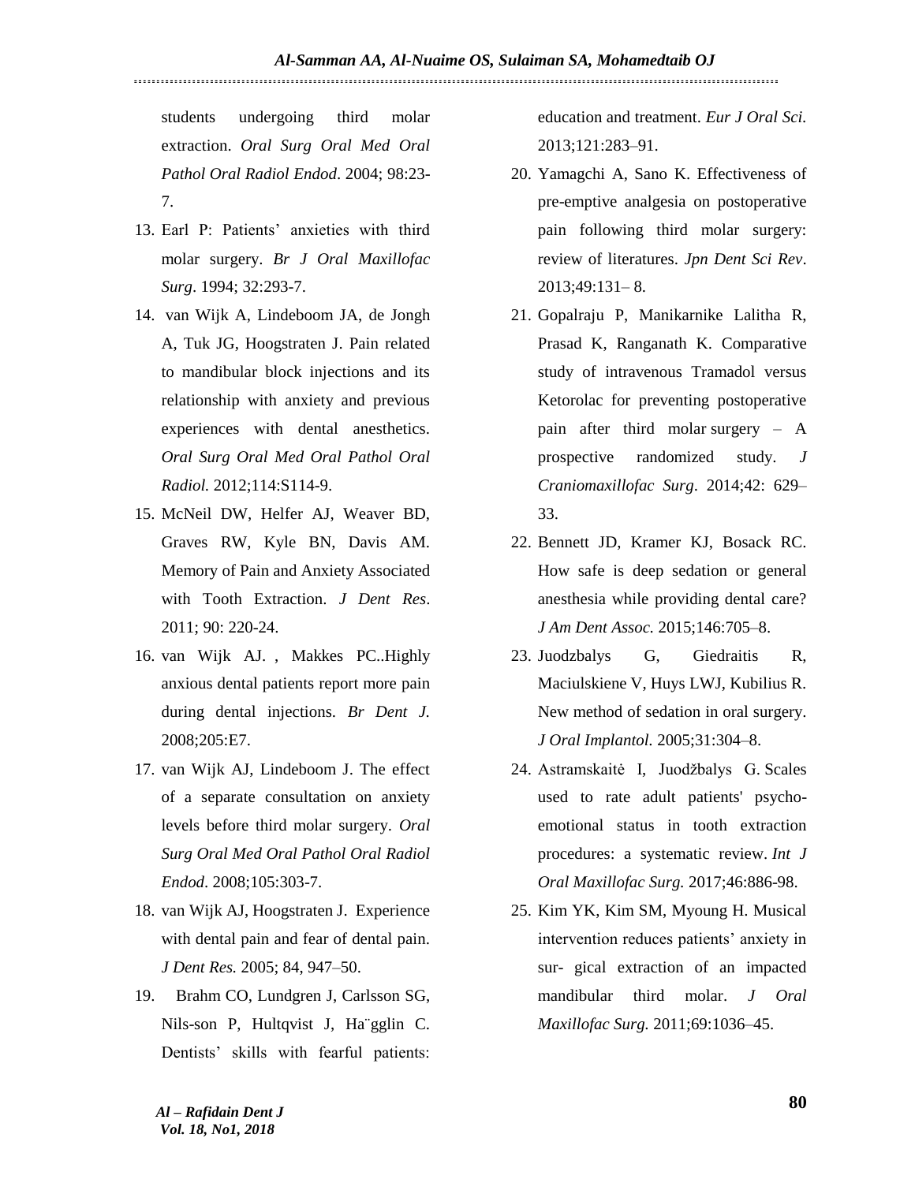students undergoing third molar extraction. *Oral Surg Oral Med Oral Pathol Oral Radiol Endod*. 2004; 98:23-7.

13. Earl P: Patients' anxieties with third molar surgery. *Br J Oral Maxillofac Surg*. 1994; 32:293-7.
14. van Wijk A, Lindeboom JA, de Jongh A, Tuk JG, Hoogstraten J. Pain related to mandibular block injections and its relationship with anxiety and previous experiences with dental anesthetics. *Oral Surg Oral Med Oral Pathol Oral Radiol.* 2012;114:S114-9.
15. McNeil DW, Helfer AJ, Weaver BD, Graves RW, Kyle BN, Davis AM. Memory of Pain and Anxiety Associated with Tooth Extraction. *J Dent Res*. 2011; 90: 220-24.
16. van Wijk AJ. , Makkes PC..Highly anxious dental patients report more pain during dental injections. *Br Dent J.* 2008;205:E7.
17. van Wijk AJ, Lindeboom J. The effect of a separate consultation on anxiety levels before third molar surgery. *Oral Surg Oral Med Oral Pathol Oral Radiol Endod*. 2008;105:303-7.
18. van Wijk AJ, Hoogstraten J. Experience with dental pain and fear of dental pain. *J Dent Res.* 2005; 84, 947–50.
19. Brahm CO, Lundgren J, Carlsson SG, Nils-son P, Hultqvist J, Ha¨gglin C. Dentists' skills with fearful patients: education and treatment. *Eur J Oral Sci.* 2013;121:283–91.
20. Yamagchi A, Sano K. Effectiveness of pre-emptive analgesia on postoperative pain following third molar surgery: review of literatures. *Jpn Dent Sci Rev*. 2013;49:131– 8.
21. Gopalraju P, Manikarnike Lalitha R, Prasad K, Ranganath K. Comparative study of intravenous Tramadol versus Ketorolac for preventing postoperative pain after third molar surgery – A prospective randomized study. *J Craniomaxillofac Surg*. 2014;42: 629–33.
22. Bennett JD, Kramer KJ, Bosack RC. How safe is deep sedation or general anesthesia while providing dental care? *J Am Dent Assoc.* 2015;146:705–8.
23. Juodzbalys G, Giedraitis R, Maciulskiene V, Huys LWJ, Kubilius R. New method of sedation in oral surgery. *J Oral Implantol*. 2005;31:304–8.
24. Astramskaitė I, Juodžbalys G. Scales used to rate adult patients' psycho-emotional status in tooth extraction procedures: a systematic review. *Int J Oral Maxillofac Surg.* 2017;46:886-98.
25. Kim YK, Kim SM, Myoung H. Musical intervention reduces patients' anxiety in sur- gical extraction of an impacted mandibular third molar. *J Oral Maxillofac Surg.* 2011;69:1036–45.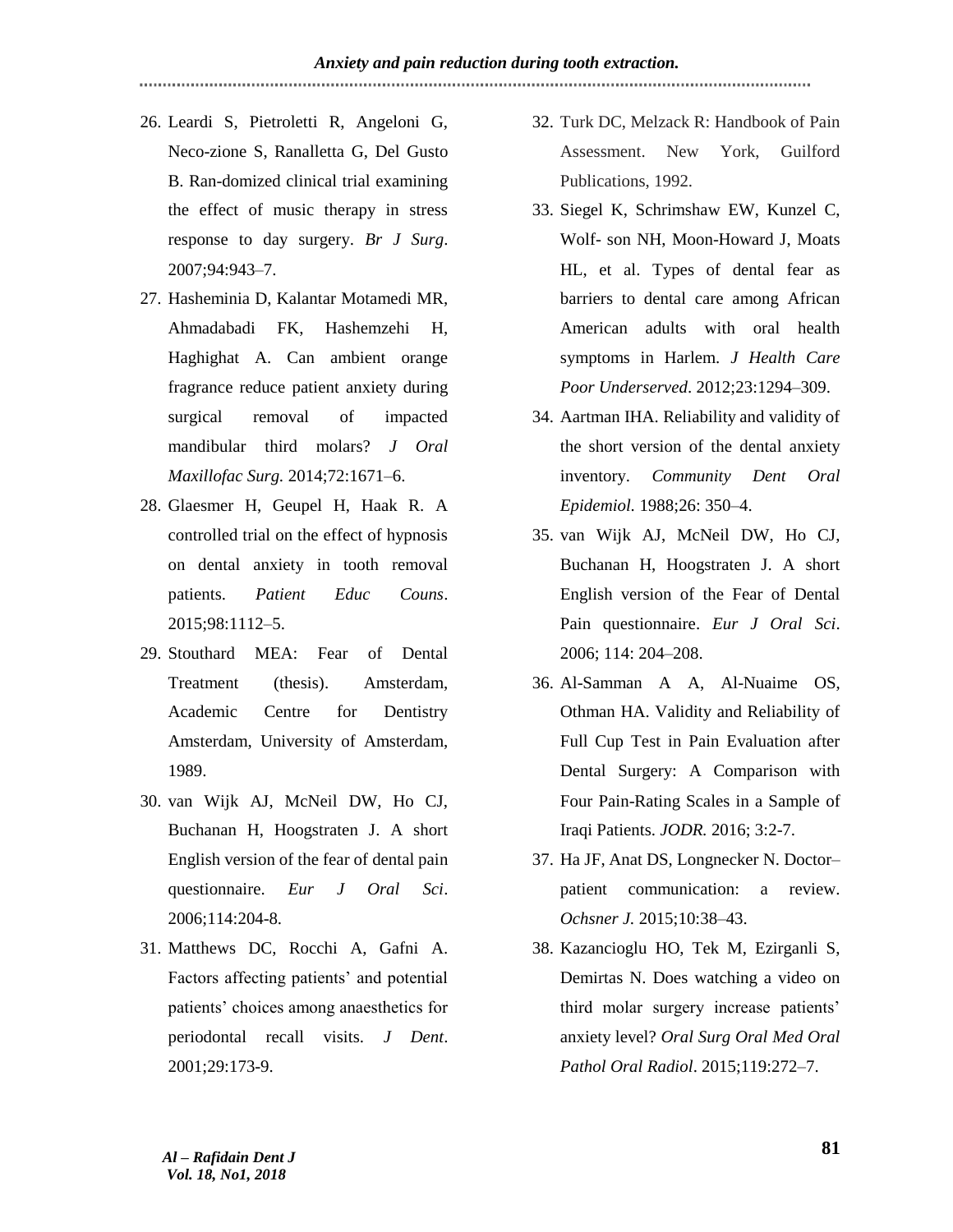26. Leardi S, Pietroletti R, Angeloni G, Neco-zione S, Ranalletta G, Del Gusto B. Ran-domized clinical trial examining the effect of music therapy in stress response to day surgery. *Br J Surg*. 2007;94:943–7.
27. Hasheminia D, Kalantar Motamedi MR, Ahmadabadi FK, Hashemzehi H, Haghighat A. Can ambient orange fragrance reduce patient anxiety during surgical removal of impacted mandibular third molars? *J Oral Maxillofac Surg.* 2014;72:1671–6.
28. Glaesmer H, Geupel H, Haak R. A controlled trial on the effect of hypnosis on dental anxiety in tooth removal patients. *Patient Educ Couns*. 2015;98:1112–5.
29. Stouthard MEA: Fear of Dental Treatment (thesis). Amsterdam, Academic Centre for Dentistry Amsterdam, University of Amsterdam, 1989.
30. van Wijk AJ, McNeil DW, Ho CJ, Buchanan H, Hoogstraten J. A short English version of the fear of dental pain questionnaire. *Eur J Oral Sci*. 2006;114:204-8.
31. Matthews DC, Rocchi A, Gafni A. Factors affecting patients' and potential patients' choices among anaesthetics for periodontal recall visits. *J Dent*. 2001;29:173-9.
32. Turk DC, Melzack R: Handbook of Pain Assessment. New York, Guilford Publications, 1992.
33. Siegel K, Schrimshaw EW, Kunzel C, Wolf- son NH, Moon-Howard J, Moats HL, et al. Types of dental fear as barriers to dental care among African American adults with oral health symptoms in Harlem. *J Health Care Poor Underserved*. 2012;23:1294–309.
34. Aartman IHA. Reliability and validity of the short version of the dental anxiety inventory. *Community Dent Oral Epidemiol.* 1988;26: 350–4.
35. van Wijk AJ, McNeil DW, Ho CJ, Buchanan H, Hoogstraten J. A short English version of the Fear of Dental Pain questionnaire. *Eur J Oral Sci*. 2006; 114: 204–208.
36. Al-Samman A A, Al-Nuaime OS, Othman HA. Validity and Reliability of Full Cup Test in Pain Evaluation after Dental Surgery: A Comparison with Four Pain-Rating Scales in a Sample of Iraqi Patients. *JODR.* 2016; 3:2-7.
37. Ha JF, Anat DS, Longnecker N. Doctor–patient communication: a review. *Ochsner J.* 2015;10:38–43.
38. Kazancioglu HO, Tek M, Ezirganli S, Demirtas N. Does watching a video on third molar surgery increase patients' anxiety level? *Oral Surg Oral Med Oral Pathol Oral Radiol*. 2015;119:272–7.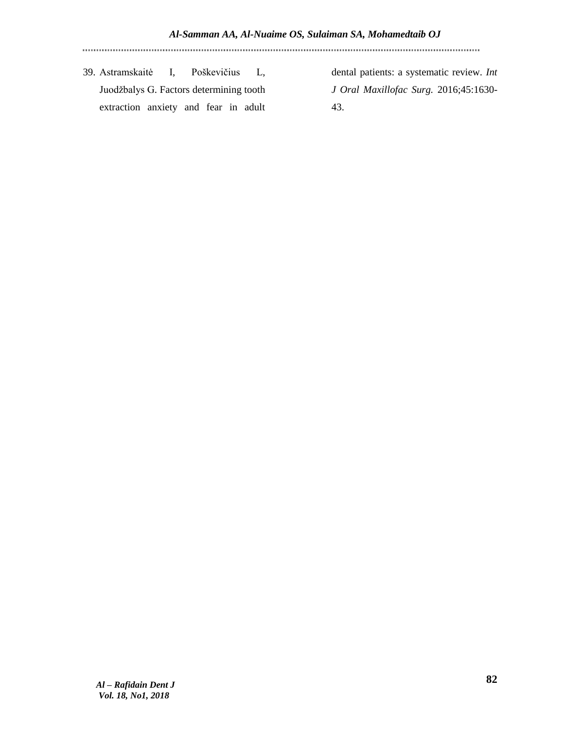39. Astramskaitė I, Poškevičius L, Juodžbalys G. Factors determining tooth extraction anxiety and fear in adult dental patients: a systematic review. *Int J Oral Maxillofac Surg.* 2016;45:1630-43.